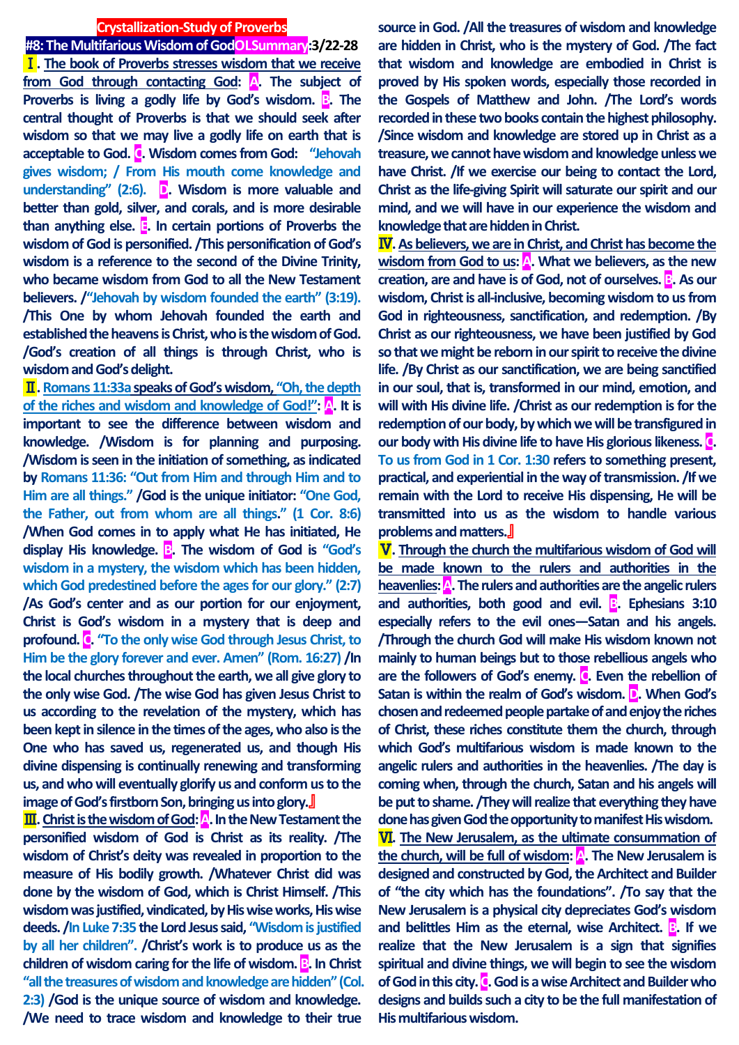**Crystallization-Study of Proverbs**

**#8: The Multifarious Wisdom of God OLSummary:3/22-28**

**Ⅰ. The book of Proverbs stresses wisdom that we receive from God through contacting God: A. The subject of Proverbs is living a godly life by God's wisdom. B. The central thought of Proverbs is that we should seek after wisdom so that we may live a godly life on earth that is acceptable to God. C. Wisdom comes from God: "Jehovah gives wisdom; / From His mouth come knowledge and understanding" (2:6). D. Wisdom is more valuable and better than gold, silver, and corals, and is more desirable than anything else. E. In certain portions of Proverbs the wisdom of God is personified. /This personification of God's wisdom is a reference to the second of the Divine Trinity, who became wisdom from God to all the New Testament believers. /"Jehovah by wisdom founded the earth" (3:19). /This One by whom Jehovah founded the earth and established the heavens is Christ, who is the wisdom of God. /God's creation of all things is through Christ, who is wisdom and God's delight.**

**Ⅱ. Romans 11:33a speaks of God's wisdom, "Oh, the depth of the riches and wisdom and knowledge of God!": A. It is important to see the difference between wisdom and knowledge. /Wisdom is for planning and purposing. /Wisdom is seen in the initiation of something, as indicated by Romans 11:36: "Out from Him and through Him and to Him are all things." /God is the unique initiator: "One God, the Father, out from whom are all things." (1 Cor. 8:6) /When God comes in to apply what He has initiated, He display His knowledge. B. The wisdom of God is "God's wisdom in a mystery, the wisdom which has been hidden, which God predestined before the ages for our glory." (2:7) /As God's center and as our portion for our enjoyment, Christ is God's wisdom in a mystery that is deep and profound. C. "To the only wise God through Jesus Christ, to Him be the glory forever and ever. Amen" (Rom. 16:27) /In the local churches throughout the earth, we all give glory to the only wise God. /The wise God has given Jesus Christ to us according to the revelation of the mystery, which has been kept in silence in the times of the ages, who also is the One who has saved us, regenerated us, and though His divine dispensing is continually renewing and transforming us, and who will eventually glorify us and conform us to the image of God's firstborn Son, bringing us into glory.』**

**Ⅲ. Christ is the wisdom of God: A. In the New Testament the personified wisdom of God is Christ as its reality. /The wisdom of Christ's deity was revealed in proportion to the measure of His bodily growth. /Whatever Christ did was done by the wisdom of God, which is Christ Himself. /This wisdom was justified, vindicated, by His wise works, His wise deeds. /In Luke 7:35 the Lord Jesus said, "Wisdom is justified by all her children". /Christ's work is to produce us as the children of wisdom caring for the life of wisdom. B. In Christ "all the treasures of wisdom and knowledge are hidden" (Col. 2:3) /God is the unique source of wisdom and knowledge. /We need to trace wisdom and knowledge to their true source in God. /All the treasures of wisdom and knowledge are hidden in Christ, who is the mystery of God. /The fact that wisdom and knowledge are embodied in Christ is proved by His spoken words, especially those recorded in the Gospels of Matthew and John. /The Lord's words recorded in these two books contain the highest philosophy. /Since wisdom and knowledge are stored up in Christ as a treasure, we cannot have wisdom and knowledge unless we have Christ. /If we exercise our being to contact the Lord, Christ as the life-giving Spirit will saturate our spirit and our mind, and we will have in our experience the wisdom and knowledge that are hidden in Christ.**

**Ⅳ. As believers, we are in Christ, and Christ has become the wisdom from God to us: A. What we believers, as the new creation, are and have is of God, not of ourselves. B. As our wisdom, Christ is all-inclusive, becoming wisdom to us from God in righteousness, sanctification, and redemption. /By Christ as our righteousness, we have been justified by God so that we might be reborn in our spirit to receive the divine life. /By Christ as our sanctification, we are being sanctified in our soul, that is, transformed in our mind, emotion, and will with His divine life. /Christ as our redemption is for the redemption of our body, by which we will be transfigured in our body with His divine life to have His glorious likeness. C. To us from God in 1 Cor. 1:30 refers to something present, practical, and experiential in the way of transmission. /If we remain with the Lord to receive His dispensing, He will be transmitted into us as the wisdom to handle various problems and matters.』**

**Ⅴ. Through the church the multifarious wisdom of God will be made known to the rulers and authorities in the heavenlies: A. The rulers and authorities are the angelic rulers and authorities, both good and evil. B. Ephesians 3:10 especially refers to the evil ones—Satan and his angels. /Through the church God will make His wisdom known not mainly to human beings but to those rebellious angels who are the followers of God's enemy. C. Even the rebellion of Satan is within the realm of God's wisdom. D. When God's chosen and redeemed people partake of and enjoy the riches of Christ, these riches constitute them the church, through which God's multifarious wisdom is made known to the angelic rulers and authorities in the heavenlies. /The day is coming when, through the church, Satan and his angels will be put to shame. /They will realize that everything they have done has given God the opportunity to manifest His wisdom.**

**Ⅵ. The New Jerusalem, as the ultimate consummation of the church, will be full of wisdom: A. The New Jerusalem is designed and constructed by God, the Architect and Builder of "the city which has the foundations". /To say that the New Jerusalem is a physical city depreciates God's wisdom and belittles Him as the eternal, wise Architect. B. If we realize that the New Jerusalem is a sign that signifies spiritual and divine things, we will begin to see the wisdom of God in this city. C. God is a wise Architect and Builder who designs and builds such a city to be the full manifestation of His multifarious wisdom.**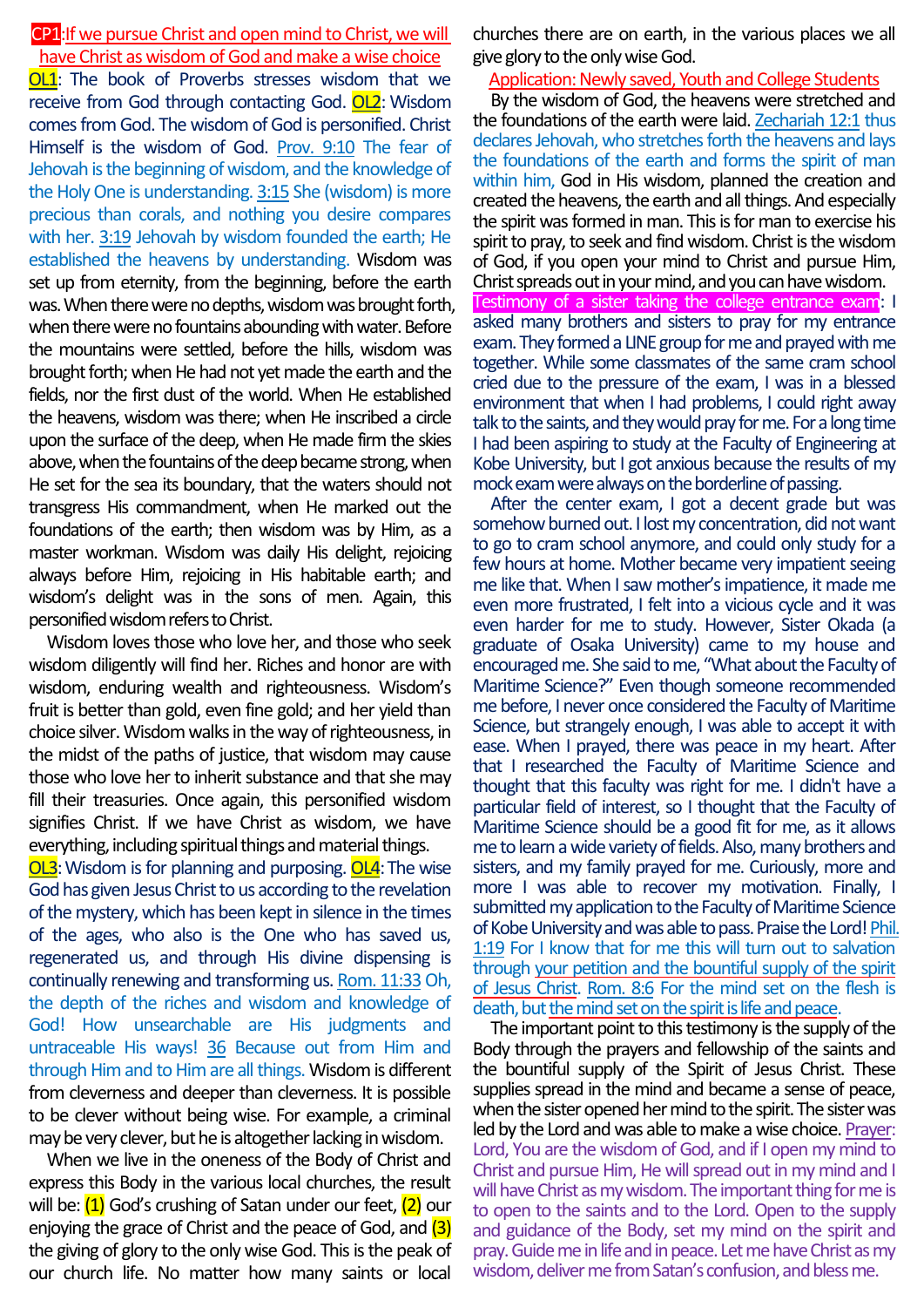**CP1**:If we pursue Christ and open mind to Christ, we will have Christ as wisdom of God and make a wise choice

**OL1**: The book of Proverbs stresses wisdom that we receive from God through contacting God. **OL2**: Wisdom comes from God. The wisdom of God is personified. Christ Himself is the wisdom of God. Prov. 9:10 The fear of Jehovah is the beginning of wisdom, and the knowledge of the Holy One is understanding. 3:15 She (wisdom) is more precious than corals, and nothing you desire compares with her. 3:19 Jehovah by wisdom founded the earth; He established the heavens by understanding. Wisdom was set up from eternity, from the beginning, before the earth was. When there were no depths, wisdom was brought forth, when there were no fountains abounding with water. Before the mountains were settled, before the hills, wisdom was brought forth; when He had not yet made the earth and the fields, nor the first dust of the world. When He established the heavens, wisdom was there; when He inscribed a circle upon the surface of the deep, when He made firm the skies above, when the fountains of the deep became strong, when He set for the sea its boundary, that the waters should not transgress His commandment, when He marked out the foundations of the earth; then wisdom was by Him, as a master workman. Wisdom was daily His delight, rejoicing always before Him, rejoicing in His habitable earth; and wisdom's delight was in the sons of men. Again, this personified wisdom refers to Christ.

Wisdom loves those who love her, and those who seek wisdom diligently will find her. Riches and honor are with wisdom, enduring wealth and righteousness. Wisdom's fruit is better than gold, even fine gold; and her yield than choice silver. Wisdom walks in the way of righteousness, in the midst of the paths of justice, that wisdom may cause those who love her to inherit substance and that she may fill their treasuries. Once again, this personified wisdom signifies Christ. If we have Christ as wisdom, we have everything, including spiritual things and material things.

**OL3**: Wisdom is for planning and purposing. **OL4**: The wise God has given Jesus Christ to us according to the revelation of the mystery, which has been kept in silence in the times of the ages, who also is the One who has saved us, regenerated us, and through His divine dispensing is continually renewing and transforming us. Rom. 11:33 Oh, the depth of the riches and wisdom and knowledge of God! How unsearchable are His judgments and untraceable His ways! 36 Because out from Him and through Him and to Him are all things. Wisdom is different from cleverness and deeper than cleverness. It is possible to be clever without being wise. For example, a criminal may be very clever, but he is altogether lacking in wisdom.

When we live in the oneness of the Body of Christ and express this Body in the various local churches, the result will be: (1) God's crushing of Satan under our feet, (2) our enjoying the grace of Christ and the peace of God, and (3) the giving of glory to the only wise God. This is the peak of our church life. No matter how many saints or local churches there are on earth, in the various places we all give glory to the only wise God.

Application: Newly saved, Youth and College Students

By the wisdom of God, the heavens were stretched and the foundations of the earth were laid. Zechariah 12:1 thus declares Jehovah, who stretches forth the heavens and lays the foundations of the earth and forms the spirit of man within him, God in His wisdom, planned the creation and created the heavens, the earth and all things. And especially the spirit was formed in man. This is for man to exercise his spirit to pray, to seek and find wisdom. Christ is the wisdom of God, if you open your mind to Christ and pursue Him, Christ spreads out in your mind, and you can have wisdom.

**Testimony of a sister taking the college entrance exam**: I asked many brothers and sisters to pray for my entrance exam. They formed a LINE group for me and prayed with me together. While some classmates of the same cram school cried due to the pressure of the exam, I was in a blessed environment that when I had problems, I could right away talk to the saints, and they would pray for me. For a long time I had been aspiring to study at the Faculty of Engineering at Kobe University, but I got anxious because the results of my mock exam were always on the borderline of passing.

After the center exam, I got a decent grade but was somehow burned out. I lost my concentration, did not want to go to cram school anymore, and could only study for a few hours at home. Mother became very impatient seeing me like that. When I saw mother's impatience, it made me even more frustrated, I felt into a vicious cycle and it was even harder for me to study. However, Sister Okada (a graduate of Osaka University) came to my house and encouraged me. She said to me, "What about the Faculty of Maritime Science?" Even though someone recommended me before, I never once considered the Faculty of Maritime Science, but strangely enough, I was able to accept it with ease. When I prayed, there was peace in my heart. After that I researched the Faculty of Maritime Science and thought that this faculty was right for me. I didn't have a particular field of interest, so I thought that the Faculty of Maritime Science should be a good fit for me, as it allows me to learn a wide variety of fields. Also, many brothers and sisters, and my family prayed for me. Curiously, more and more I was able to recover my motivation. Finally, I submitted my application to the Faculty of Maritime Science of Kobe University and was able to pass. Praise the Lord! Phil. 1:19 For I know that for me this will turn out to salvation through your petition and the bountiful supply of the spirit of Jesus Christ. Rom. 8:6 For the mind set on the flesh is death, but the mind set on the spirit is life and peace.

The important point to this testimony is the supply of the Body through the prayers and fellowship of the saints and the bountiful supply of the Spirit of Jesus Christ. These supplies spread in the mind and became a sense of peace, when the sister opened her mind to the spirit. The sister was led by the Lord and was able to make a wise choice. Prayer: Lord, You are the wisdom of God, and if I open my mind to Christ and pursue Him, He will spread out in my mind and I will have Christ as my wisdom. The important thing for me is to open to the saints and to the Lord. Open to the supply and guidance of the Body, set my mind on the spirit and pray. Guide me in life and in peace. Let me have Christ as my wisdom, deliver me from Satan's confusion, and bless me.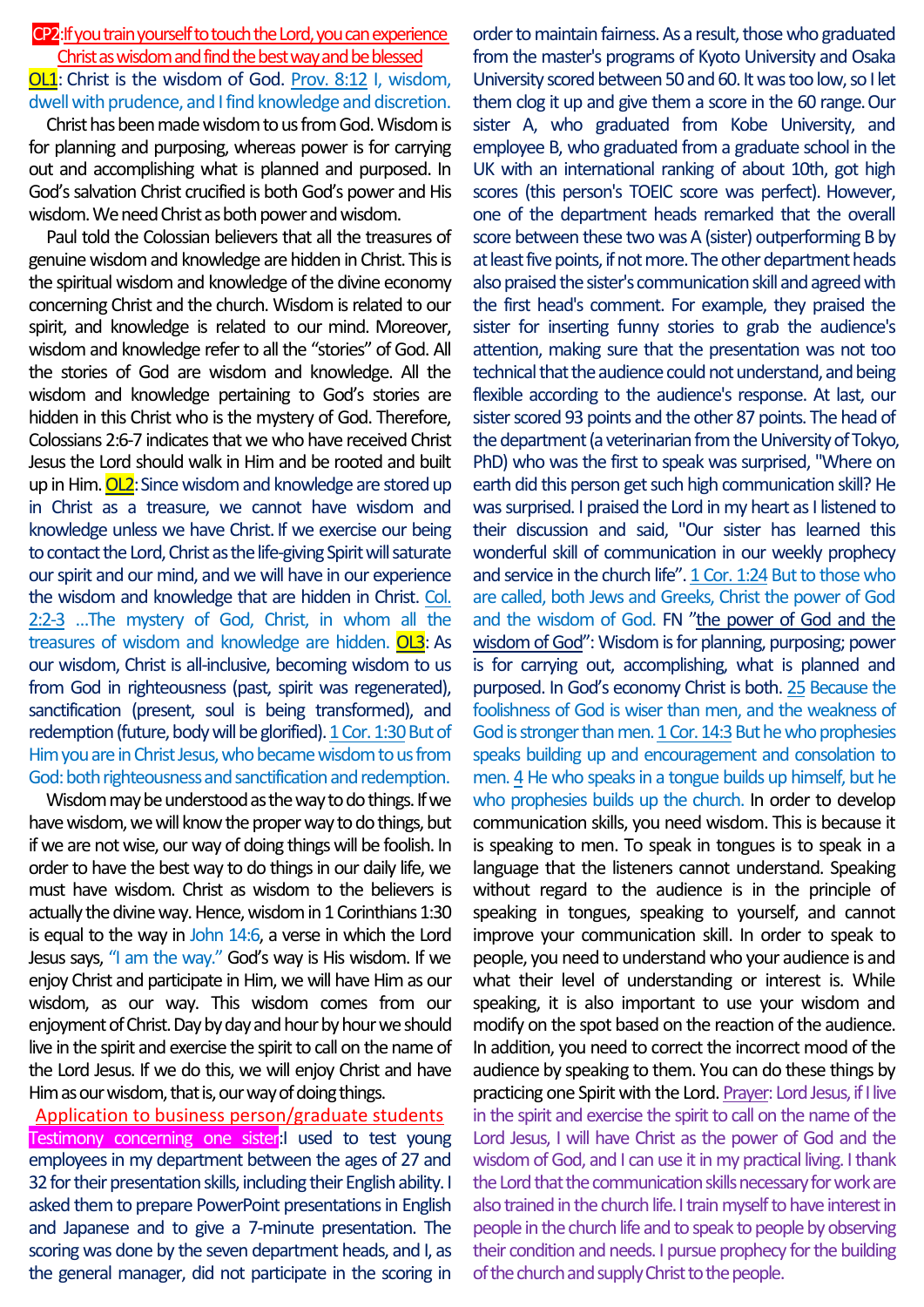**CP2:If you train yourself to touch the Lord, you can experience Christ as wisdom and find the best way and be blessed**

**OL1**: Christ is the wisdom of God. Prov. 8:12 I, wisdom, dwell with prudence, and I find knowledge and discretion.

Christ has been made wisdom to us from God. Wisdom is for planning and purposing, whereas power is for carrying out and accomplishing what is planned and purposed. In God's salvation Christ crucified is both God's power and His wisdom. We need Christ as both power and wisdom.

Paul told the Colossian believers that all the treasures of genuine wisdom and knowledge are hidden in Christ. This is the spiritual wisdom and knowledge of the divine economy concerning Christ and the church. Wisdom is related to our spirit, and knowledge is related to our mind. Moreover, wisdom and knowledge refer to all the "stories" of God. All the stories of God are wisdom and knowledge. All the wisdom and knowledge pertaining to God's stories are hidden in this Christ who is the mystery of God. Therefore, Colossians 2:6-7 indicates that we who have received Christ Jesus the Lord should walk in Him and be rooted and built up in Him. **OL2**: Since wisdom and knowledge are stored up in Christ as a treasure, we cannot have wisdom and knowledge unless we have Christ. If we exercise our being to contact the Lord, Christ as the life-giving Spirit will saturate our spirit and our mind, and we will have in our experience the wisdom and knowledge that are hidden in Christ. Col. 2:2-3 …The mystery of God, Christ, in whom all the treasures of wisdom and knowledge are hidden. **OL3**: As our wisdom, Christ is all-inclusive, becoming wisdom to us from God in righteousness (past, spirit was regenerated), sanctification (present, soul is being transformed), and redemption (future, body will be glorified). 1 Cor. 1:30 But of Him you are in Christ Jesus, who became wisdom to us from God: both righteousness and sanctification and redemption.

Wisdom may be understood as the way to do things. If we have wisdom, we will know the proper way to do things, but if we are not wise, our way of doing things will be foolish. In order to have the best way to do things in our daily life, we must have wisdom. Christ as wisdom to the believers is actually the divine way. Hence, wisdom in 1 Corinthians 1:30 is equal to the way in John 14:6, a verse in which the Lord Jesus says, "I am the way." God's way is His wisdom. If we enjoy Christ and participate in Him, we will have Him as our wisdom, as our way. This wisdom comes from our enjoyment of Christ. Day by day and hour by hour we should live in the spirit and exercise the spirit to call on the name of the Lord Jesus. If we do this, we will enjoy Christ and have Him as our wisdom, that is, our way of doing things.

**Application to business person/graduate students**

**Testimony concerning one sister**: I used to test young employees in my department between the ages of 27 and 32 for their presentation skills, including their English ability. I asked them to prepare PowerPoint presentations in English and Japanese and to give a 7-minute presentation. The scoring was done by the seven department heads, and I, as the general manager, did not participate in the scoring in order to maintain fairness. As a result, those who graduated from the master's programs of Kyoto University and Osaka University scored between 50 and 60. It was too low, so I let them clog it up and give them a score in the 60 range. Our sister A, who graduated from Kobe University, and employee B, who graduated from a graduate school in the UK with an international ranking of about 10th, got high scores (this person's TOEIC score was perfect). However, one of the department heads remarked that the overall score between these two was A (sister) outperforming B by at least five points, if not more. The other department heads also praised the sister's communication skill and agreed with the first head's comment. For example, they praised the sister for inserting funny stories to grab the audience's attention, making sure that the presentation was not too technical that the audience could not understand, and being flexible according to the audience's response. At last, our sister scored 93 points and the other 87 points. The head of the department (a veterinarian from the University of Tokyo, PhD) who was the first to speak was surprised, "Where on earth did this person get such high communication skill? He was surprised. I praised the Lord in my heart as I listened to their discussion and said, "Our sister has learned this wonderful skill of communication in our weekly prophecy and service in the church life". 1 Cor. 1:24 But to those who are called, both Jews and Greeks, Christ the power of God and the wisdom of God. FN "the power of God and the wisdom of God": Wisdom is for planning, purposing; power is for carrying out, accomplishing, what is planned and purposed. In God's economy Christ is both. 25 Because the foolishness of God is wiser than men, and the weakness of God is stronger than men. 1 Cor. 14:3 But he who prophesies speaks building up and encouragement and consolation to men. 4 He who speaks in a tongue builds up himself, but he who prophesies builds up the church. In order to develop communication skills, you need wisdom. This is because it is speaking to men. To speak in tongues is to speak in a language that the listeners cannot understand. Speaking without regard to the audience is in the principle of speaking in tongues, speaking to yourself, and cannot improve your communication skill. In order to speak to people, you need to understand who your audience is and what their level of understanding or interest is. While speaking, it is also important to use your wisdom and modify on the spot based on the reaction of the audience. In addition, you need to correct the incorrect mood of the audience by speaking to them. You can do these things by practicing one Spirit with the Lord. Prayer: Lord Jesus, if I live in the spirit and exercise the spirit to call on the name of the Lord Jesus, I will have Christ as the power of God and the wisdom of God, and I can use it in my practical living. I thank the Lord that the communication skills necessary for work are also trained in the church life. I train myself to have interest in people in the church life and to speak to people by observing their condition and needs. I pursue prophecy for the building of the church and supply Christ to the people.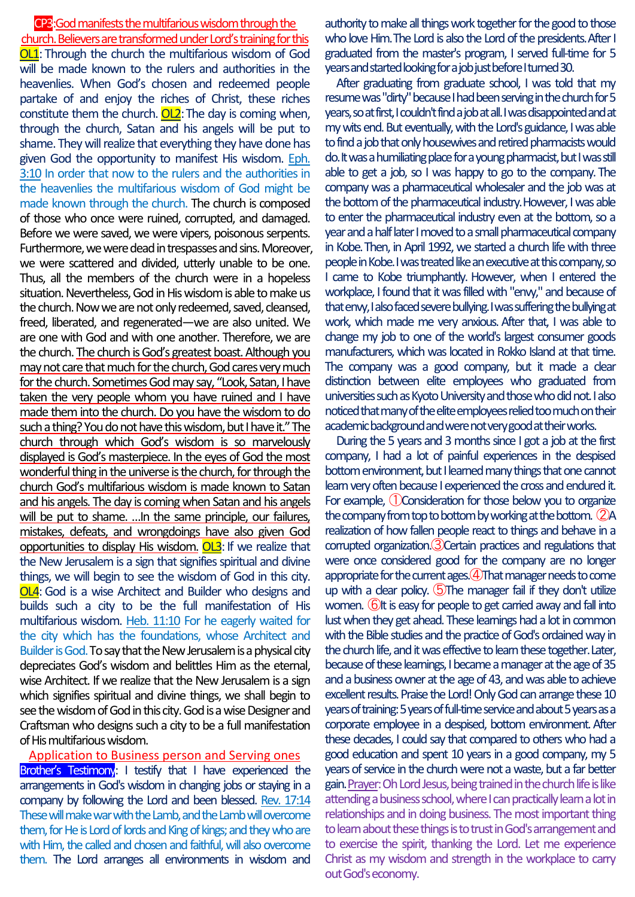**CP3**:God manifests the multifarious wisdom through the church. Believers are transformed under Lord's training for this

**OL1**: Through the church the multifarious wisdom of God will be made known to the rulers and authorities in the heavenlies. When God's chosen and redeemed people partake of and enjoy the riches of Christ, these riches constitute them the church. **OL2**: The day is coming when, through the church, Satan and his angels will be put to shame. They will realize that everything they have done has given God the opportunity to manifest His wisdom. Eph. 3:10 In order that now to the rulers and the authorities in the heavenlies the multifarious wisdom of God might be made known through the church. The church is composed of those who once were ruined, corrupted, and damaged. Before we were saved, we were vipers, poisonous serpents. Furthermore, we were dead in trespasses and sins. Moreover, we were scattered and divided, utterly unable to be one. Thus, all the members of the church were in a hopeless situation. Nevertheless, God in His wisdom is able to make us the church. Now we are not only redeemed, saved, cleansed, freed, liberated, and regenerated—we are also united. We are one with God and with one another. Therefore, we are the church. The church is God's greatest boast. Although you may not care that much for the church, God cares very much for the church. Sometimes God may say, "Look, Satan, I have taken the very people whom you have ruined and I have made them into the church. Do you have the wisdom to do such a thing? You do not have this wisdom, but I have it." The church through which God's wisdom is so marvelously displayed is God's masterpiece. In the eyes of God the most wonderful thing in the universe is the church, for through the church God's multifarious wisdom is made known to Satan and his angels. The day is coming when Satan and his angels will be put to shame. …In the same principle, our failures, mistakes, defeats, and wrongdoings have also given God opportunities to display His wisdom. **OL3**: If we realize that the New Jerusalem is a sign that signifies spiritual and divine things, we will begin to see the wisdom of God in this city. **OL4**: God is a wise Architect and Builder who designs and builds such a city to be the full manifestation of His multifarious wisdom. Heb. 11:10 For he eagerly waited for the city which has the foundations, whose Architect and Builder is God. To say that the New Jerusalem is a physical city depreciates God's wisdom and belittles Him as the eternal, wise Architect. If we realize that the New Jerusalem is a sign which signifies spiritual and divine things, we shall begin to see the wisdom of God in this city. God is a wise Designer and Craftsman who designs such a city to be a full manifestation of His multifarious wisdom.

## Application to Business person and Serving ones

**Brother's Testimony**: I testify that I have experienced the arrangements in God's wisdom in changing jobs or staying in a company by following the Lord and been blessed. Rev. 17:14 These will make war with the Lamb, and the Lamb will overcome them, for He is Lord of lords and King of kings; and they who are with Him, the called and chosen and faithful, will also overcome them. The Lord arranges all environments in wisdom and authority to make all things work together for the good to those who love Him. The Lord is the Lord of the presidents. After I graduated from the master's program, I served full-time for 5 years and started looking for a job just before I turned 30.

After graduating from graduate school, I was told that my resume was "dirty" because I had been serving in the church for 5 years, so at first, I couldn't find a job at all. I was disappointed and at my wits end. But eventually, with the Lord's guidance, I was able to find a job that only housewives and retired pharmacists would do. It was a humiliating place for a young pharmacist, but I was still able to get a job, so I was happy to go to the company. The company was a pharmaceutical wholesaler and the job was at the bottom of the pharmaceutical industry. However, I was able to enter the pharmaceutical industry even at the bottom, so a year and a half later I moved to a small pharmaceutical company in Kobe. Then, in April 1992, we started a church life with three people in Kobe. I was treated like an executive at this company, so I came to Kobe triumphantly. However, when I entered the workplace, I found that it was filled with "envy," and because of that envy, I also faced severe bullying. I was suffering the bullying at work, which made me very anxious. After that, I was able to change my job to one of the world's largest consumer goods manufacturers, which was located in Rokko Island at that time. The company was a good company, but it made a clear distinction between elite employees who graduated from universities such as Kyoto University and those who did not. I also noticed that many of the elite employees relied too much on their academic background and were not very good at their works.

During the 5 years and 3 months since I got a job at the first company, I had a lot of painful experiences in the despised bottom environment, but I learned many things that one cannot learn very often because I experienced the cross and endured it. For example, ①Consideration for those below you to organize the company from top to bottom by working at the bottom. ②A realization of how fallen people react to things and behave in a corrupted organization. ③Certain practices and regulations that were once considered good for the company are no longer appropriate for the current ages. ④That manager needs to come up with a clear policy. ⑤The manager fail if they don't utilize women. ⑥It is easy for people to get carried away and fall into lust when they get ahead. These learnings had a lot in common with the Bible studies and the practice of God's ordained way in the church life, and it was effective to learn these together. Later, because of these learnings, I became a manager at the age of 35 and a business owner at the age of 43, and was able to achieve excellent results. Praise the Lord! Only God can arrange these 10 years of training: 5 years of full-time service and about 5 years as a corporate employee in a despised, bottom environment. After these decades, I could say that compared to others who had a good education and spent 10 years in a good company, my 5 years of service in the church were not a waste, but a far better gain.

**Prayer**: Oh Lord Jesus, being trained in the church life is like attending a business school, where I can practically learn a lot in relationships and in doing business. The most important thing to learn about these things is to trust in God's arrangement and to exercise the spirit, thanking the Lord. Let me experience Christ as my wisdom and strength in the workplace to carry out God's economy.